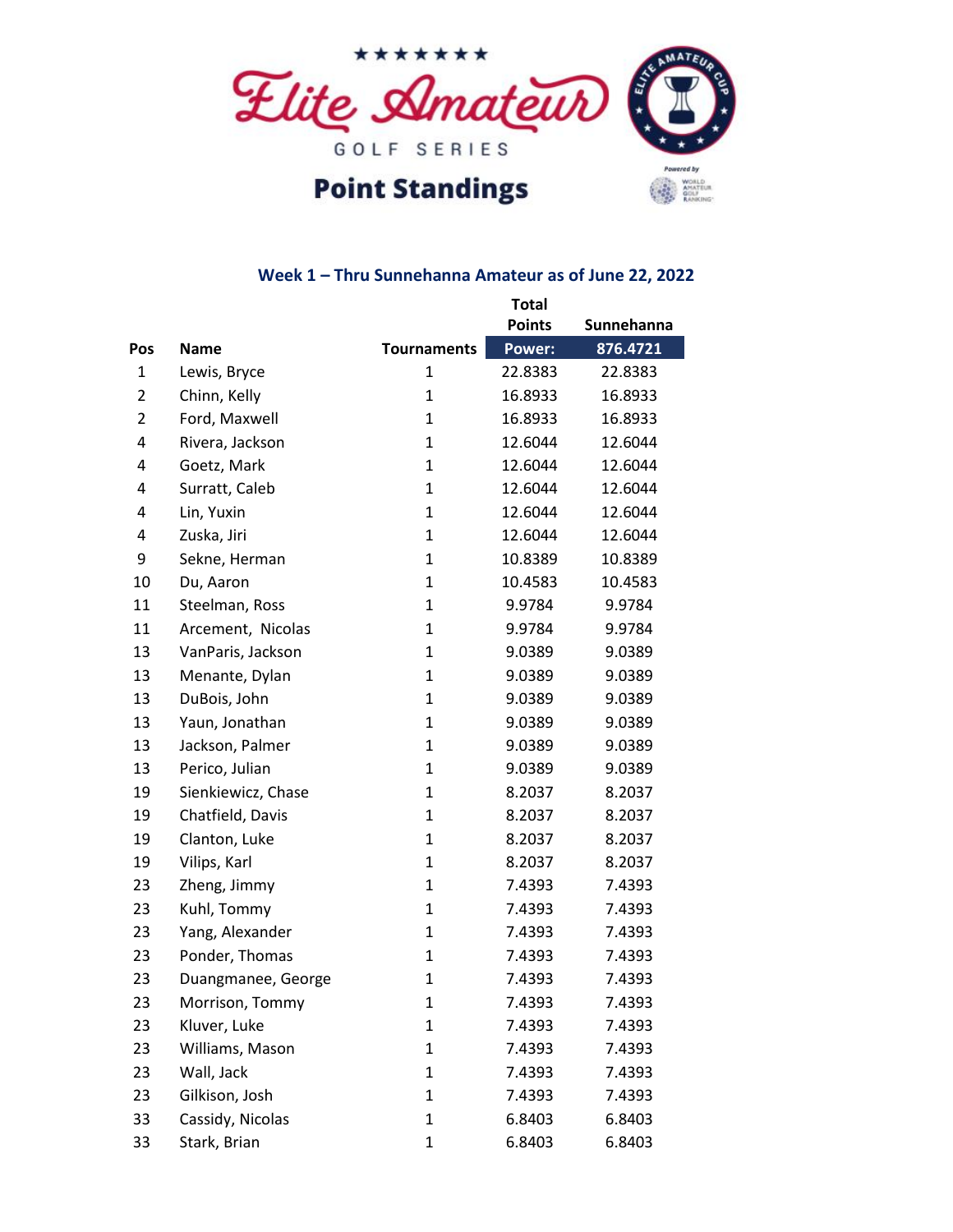# Elite Amateur Golf Series

## Point Standings

### Week 1 – Thru Sunnehanna Amateur as of June 22, 2022

| Pos | Name | Tournaments | Total Points | Sunnehanna |
|---|---|---|---|---|
| | | | Power: | 876.4721 |
| 1 | Lewis, Bryce | 1 | 22.8383 | 22.8383 |
| 2 | Chinn, Kelly | 1 | 16.8933 | 16.8933 |
| 2 | Ford, Maxwell | 1 | 16.8933 | 16.8933 |
| 4 | Rivera, Jackson | 1 | 12.6044 | 12.6044 |
| 4 | Goetz, Mark | 1 | 12.6044 | 12.6044 |
| 4 | Surratt, Caleb | 1 | 12.6044 | 12.6044 |
| 4 | Lin, Yuxin | 1 | 12.6044 | 12.6044 |
| 4 | Zuska, Jiri | 1 | 12.6044 | 12.6044 |
| 9 | Sekne, Herman | 1 | 10.8389 | 10.8389 |
| 10 | Du, Aaron | 1 | 10.4583 | 10.4583 |
| 11 | Steelman, Ross | 1 | 9.9784 | 9.9784 |
| 11 | Arcement, Nicolas | 1 | 9.9784 | 9.9784 |
| 13 | VanParis, Jackson | 1 | 9.0389 | 9.0389 |
| 13 | Menante, Dylan | 1 | 9.0389 | 9.0389 |
| 13 | DuBois, John | 1 | 9.0389 | 9.0389 |
| 13 | Yaun, Jonathan | 1 | 9.0389 | 9.0389 |
| 13 | Jackson, Palmer | 1 | 9.0389 | 9.0389 |
| 13 | Perico, Julian | 1 | 9.0389 | 9.0389 |
| 19 | Sienkiewicz, Chase | 1 | 8.2037 | 8.2037 |
| 19 | Chatfield, Davis | 1 | 8.2037 | 8.2037 |
| 19 | Clanton, Luke | 1 | 8.2037 | 8.2037 |
| 19 | Vilips, Karl | 1 | 8.2037 | 8.2037 |
| 23 | Zheng, Jimmy | 1 | 7.4393 | 7.4393 |
| 23 | Kuhl, Tommy | 1 | 7.4393 | 7.4393 |
| 23 | Yang, Alexander | 1 | 7.4393 | 7.4393 |
| 23 | Ponder, Thomas | 1 | 7.4393 | 7.4393 |
| 23 | Duangmanee, George | 1 | 7.4393 | 7.4393 |
| 23 | Morrison, Tommy | 1 | 7.4393 | 7.4393 |
| 23 | Kluver, Luke | 1 | 7.4393 | 7.4393 |
| 23 | Williams, Mason | 1 | 7.4393 | 7.4393 |
| 23 | Wall, Jack | 1 | 7.4393 | 7.4393 |
| 23 | Gilkison, Josh | 1 | 7.4393 | 7.4393 |
| 33 | Cassidy, Nicolas | 1 | 6.8403 | 6.8403 |
| 33 | Stark, Brian | 1 | 6.8403 | 6.8403 |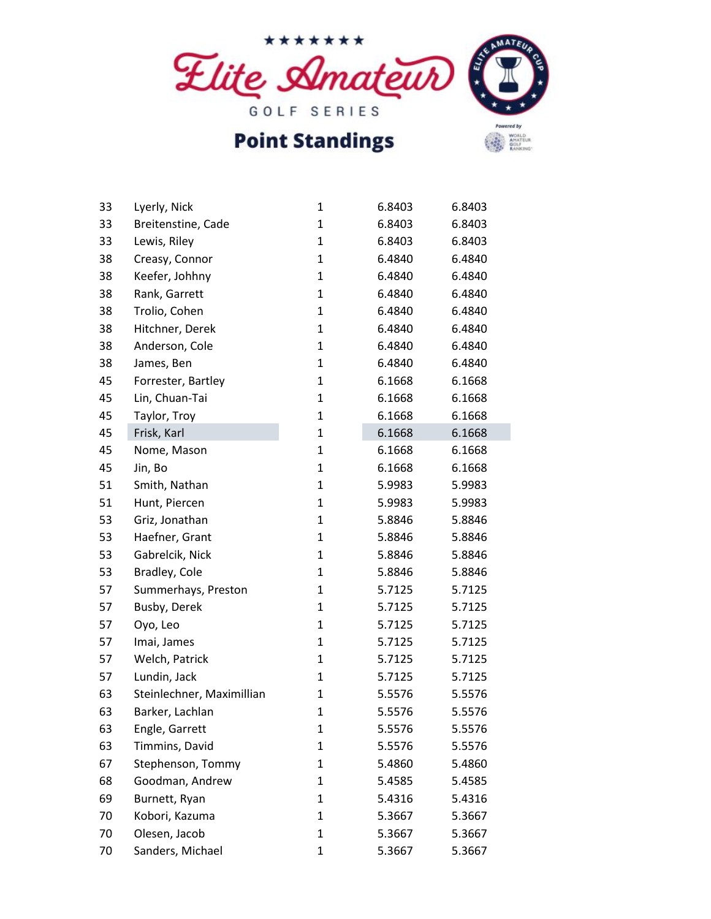# Elite Amateur Golf Series

## Point Standings

| | | | | |
|---|---|---|---|---|
| 33 | Lyerly, Nick | 1 | 6.8403 | 6.8403 |
| 33 | Breitenstine, Cade | 1 | 6.8403 | 6.8403 |
| 33 | Lewis, Riley | 1 | 6.8403 | 6.8403 |
| 38 | Creasy, Connor | 1 | 6.4840 | 6.4840 |
| 38 | Keefer, Johhny | 1 | 6.4840 | 6.4840 |
| 38 | Rank, Garrett | 1 | 6.4840 | 6.4840 |
| 38 | Trolio, Cohen | 1 | 6.4840 | 6.4840 |
| 38 | Hitchner, Derek | 1 | 6.4840 | 6.4840 |
| 38 | Anderson, Cole | 1 | 6.4840 | 6.4840 |
| 38 | James, Ben | 1 | 6.4840 | 6.4840 |
| 45 | Forrester, Bartley | 1 | 6.1668 | 6.1668 |
| 45 | Lin, Chuan-Tai | 1 | 6.1668 | 6.1668 |
| 45 | Taylor, Troy | 1 | 6.1668 | 6.1668 |
| 45 | Frisk, Karl | 1 | 6.1668 | 6.1668 |
| 45 | Nome, Mason | 1 | 6.1668 | 6.1668 |
| 45 | Jin, Bo | 1 | 6.1668 | 6.1668 |
| 51 | Smith, Nathan | 1 | 5.9983 | 5.9983 |
| 51 | Hunt, Piercen | 1 | 5.9983 | 5.9983 |
| 53 | Griz, Jonathan | 1 | 5.8846 | 5.8846 |
| 53 | Haefner, Grant | 1 | 5.8846 | 5.8846 |
| 53 | Gabrelcik, Nick | 1 | 5.8846 | 5.8846 |
| 53 | Bradley, Cole | 1 | 5.8846 | 5.8846 |
| 57 | Summerhays, Preston | 1 | 5.7125 | 5.7125 |
| 57 | Busby, Derek | 1 | 5.7125 | 5.7125 |
| 57 | Oyo, Leo | 1 | 5.7125 | 5.7125 |
| 57 | Imai, James | 1 | 5.7125 | 5.7125 |
| 57 | Welch, Patrick | 1 | 5.7125 | 5.7125 |
| 57 | Lundin, Jack | 1 | 5.7125 | 5.7125 |
| 63 | Steinlechner, Maximillian | 1 | 5.5576 | 5.5576 |
| 63 | Barker, Lachlan | 1 | 5.5576 | 5.5576 |
| 63 | Engle, Garrett | 1 | 5.5576 | 5.5576 |
| 63 | Timmins, David | 1 | 5.5576 | 5.5576 |
| 67 | Stephenson, Tommy | 1 | 5.4860 | 5.4860 |
| 68 | Goodman, Andrew | 1 | 5.4585 | 5.4585 |
| 69 | Burnett, Ryan | 1 | 5.4316 | 5.4316 |
| 70 | Kobori, Kazuma | 1 | 5.3667 | 5.3667 |
| 70 | Olesen, Jacob | 1 | 5.3667 | 5.3667 |
| 70 | Sanders, Michael | 1 | 5.3667 | 5.3667 |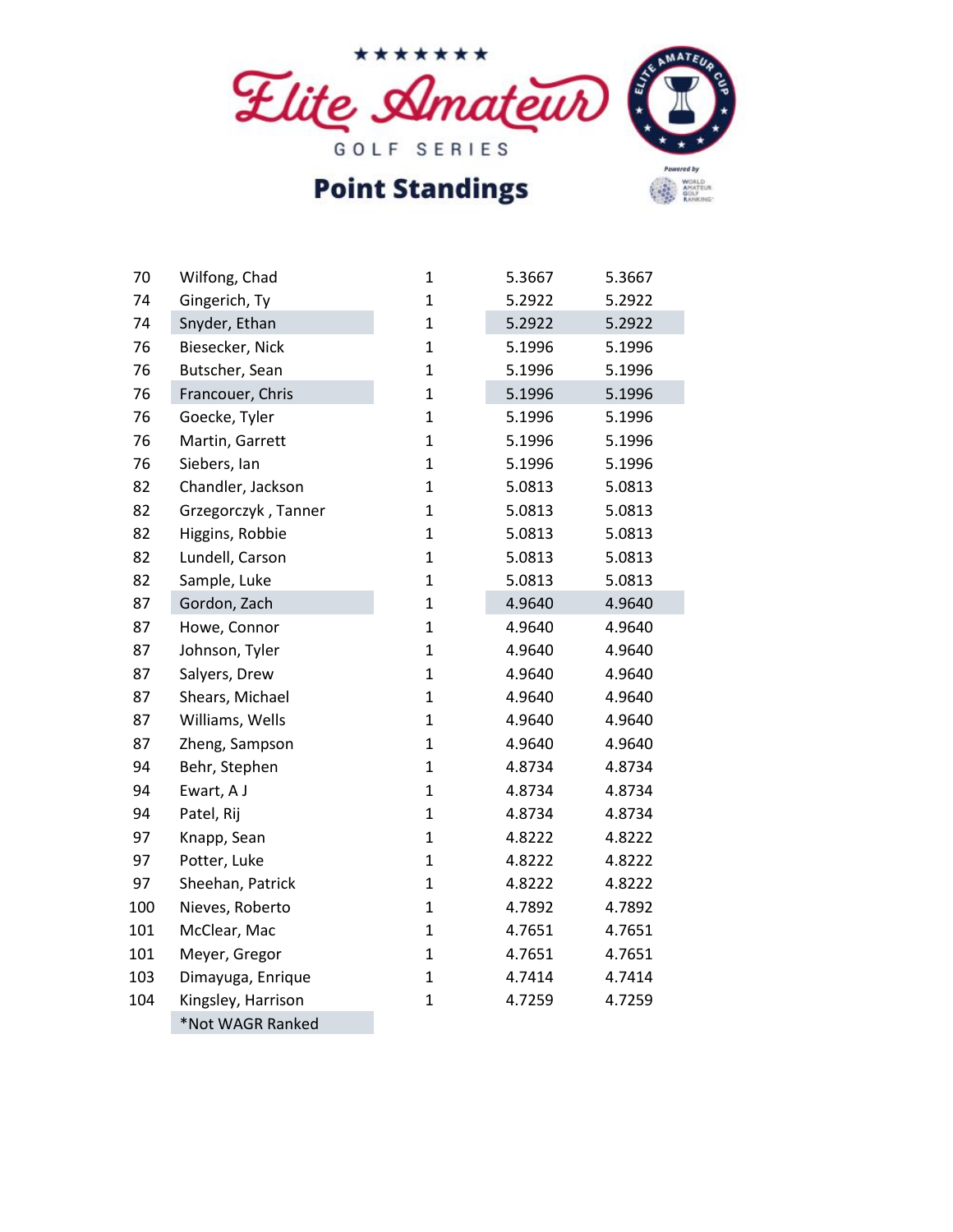# Elite Amateur Golf Series

## Point Standings

| | | | | |
|---|---|---|---|---|
| 70 | Wilfong, Chad | 1 | 5.3667 | 5.3667 |
| 74 | Gingerich, Ty | 1 | 5.2922 | 5.2922 |
| 74 | Snyder, Ethan | 1 | 5.2922 | 5.2922 |
| 76 | Biesecker, Nick | 1 | 5.1996 | 5.1996 |
| 76 | Butscher, Sean | 1 | 5.1996 | 5.1996 |
| 76 | Francouer, Chris | 1 | 5.1996 | 5.1996 |
| 76 | Goecke, Tyler | 1 | 5.1996 | 5.1996 |
| 76 | Martin, Garrett | 1 | 5.1996 | 5.1996 |
| 76 | Siebers, Ian | 1 | 5.1996 | 5.1996 |
| 82 | Chandler, Jackson | 1 | 5.0813 | 5.0813 |
| 82 | Grzegorczyk , Tanner | 1 | 5.0813 | 5.0813 |
| 82 | Higgins, Robbie | 1 | 5.0813 | 5.0813 |
| 82 | Lundell, Carson | 1 | 5.0813 | 5.0813 |
| 82 | Sample, Luke | 1 | 5.0813 | 5.0813 |
| 87 | Gordon, Zach | 1 | 4.9640 | 4.9640 |
| 87 | Howe, Connor | 1 | 4.9640 | 4.9640 |
| 87 | Johnson, Tyler | 1 | 4.9640 | 4.9640 |
| 87 | Salyers, Drew | 1 | 4.9640 | 4.9640 |
| 87 | Shears, Michael | 1 | 4.9640 | 4.9640 |
| 87 | Williams, Wells | 1 | 4.9640 | 4.9640 |
| 87 | Zheng, Sampson | 1 | 4.9640 | 4.9640 |
| 94 | Behr, Stephen | 1 | 4.8734 | 4.8734 |
| 94 | Ewart, A J | 1 | 4.8734 | 4.8734 |
| 94 | Patel, Rij | 1 | 4.8734 | 4.8734 |
| 97 | Knapp, Sean | 1 | 4.8222 | 4.8222 |
| 97 | Potter, Luke | 1 | 4.8222 | 4.8222 |
| 97 | Sheehan, Patrick | 1 | 4.8222 | 4.8222 |
| 100 | Nieves, Roberto | 1 | 4.7892 | 4.7892 |
| 101 | McClear, Mac | 1 | 4.7651 | 4.7651 |
| 101 | Meyer, Gregor | 1 | 4.7651 | 4.7651 |
| 103 | Dimayuga, Enrique | 1 | 4.7414 | 4.7414 |
| 104 | Kingsley, Harrison | 1 | 4.7259 | 4.7259 |

*Not WAGR Ranked